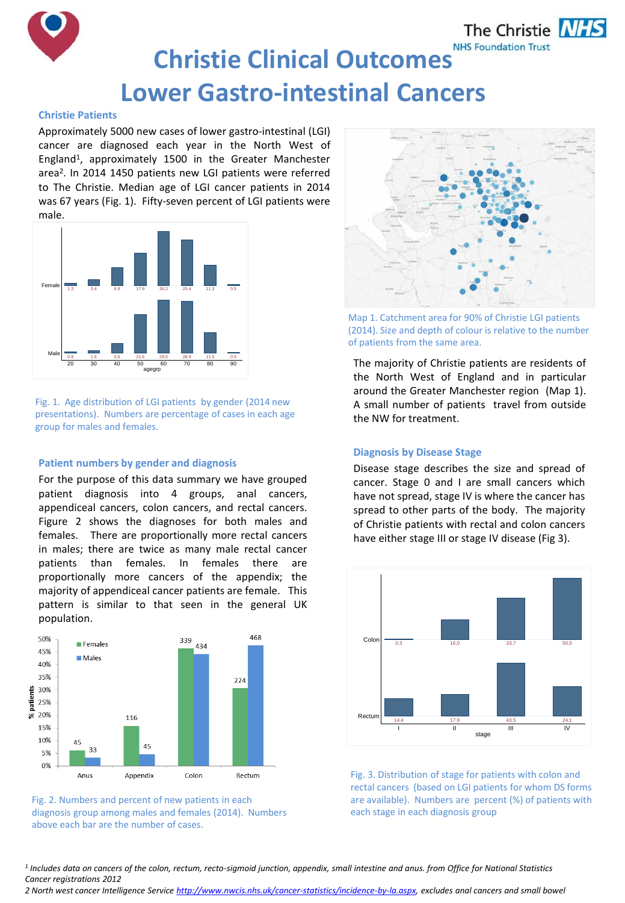# Christie Clinical Outcomes

# Lower Gastro-intestinal Cancers

### Christie Patients

Approximately 5000 new cases of lower gastro-intestinal (LGI) cancer are diagnosed each year in the North West of England[1], approximately 1500 in the Greater Manchester area[2]. In 2014 1450 patients new LGI patients were referred to The Christie. Median age of LGI cancer patients in 2014 was 67 years (Fig. 1). Fifty-seven percent of LGI patients were male.

| agegrp | 20 | 30 | 40 | 50 | 60 | 70 | 80 | 90 |
|---|---|---|---|---|---|---|---|---|
| Female | 1.3 | 3.4 | 9.9 | 17.9 | 30.2 | 25.4 | 11.3 | 0.5 |
| Male | 0.8 | 1.6 | 5.6 | 21.6 | 29.5 | 28.9 | 11.5 | 0.5 |

Fig. 1. Age distribution of LGI patients by gender (2014 new presentations). Numbers are percentage of cases in each age group for males and females.

Map 1. Catchment area for 90% of Christie LGI patients (2014). Size and depth of colour is relative to the number of patients from the same area.

The majority of Christie patients are residents of the North West of England and in particular around the Greater Manchester region (Map 1). A small number of patients travel from outside the NW for treatment.

### Patient numbers by gender and diagnosis

For the purpose of this data summary we have grouped patient diagnosis into 4 groups, anal cancers, appendiceal cancers, colon cancers, and rectal cancers. Figure 2 shows the diagnoses for both males and females. There are proportionally more rectal cancers in males; there are twice as many male rectal cancer patients than females. In females there are proportionally more cancers of the appendix; the majority of appendiceal cancer patients are female. This pattern is similar to that seen in the general UK population.

| | Anus | Appendix | Colon | Rectum |
|---|---|---|---|---|
| Females | 45 | 116 | 339 | 224 |
| Males | 33 | 45 | 434 | 468 |

Fig. 2. Numbers and percent of new patients in each diagnosis group among males and females (2014). Numbers above each bar are the number of cases.

### Diagnosis by Disease Stage

Disease stage describes the size and spread of cancer. Stage 0 and I are small cancers which have not spread, stage IV is where the cancer has spread to other parts of the body. The majority of Christie patients with rectal and colon cancers have either stage III or stage IV disease (Fig 3).

| stage | I | II | III | IV |
|---|---|---|---|---|
| Colon | 0.3 | 16.0 | 33.7 | 50.0 |
| Rectum | 14.4 | 17.9 | 43.5 | 24.1 |

Fig. 3. Distribution of stage for patients with colon and rectal cancers (based on LGI patients for whom DS forms are available). Numbers are percent (%) of patients with each stage in each diagnosis group

*[1] Includes data on cancers of the colon, rectum, recto-sigmoid junction, appendix, small intestine and anus. from Office for National Statistics Cancer registrations 2012*

*2 North west cancer Intelligence Service http://www.nwcis.nhs.uk/cancer-statistics/incidence-by-la.aspx, excludes anal cancers and small bowel*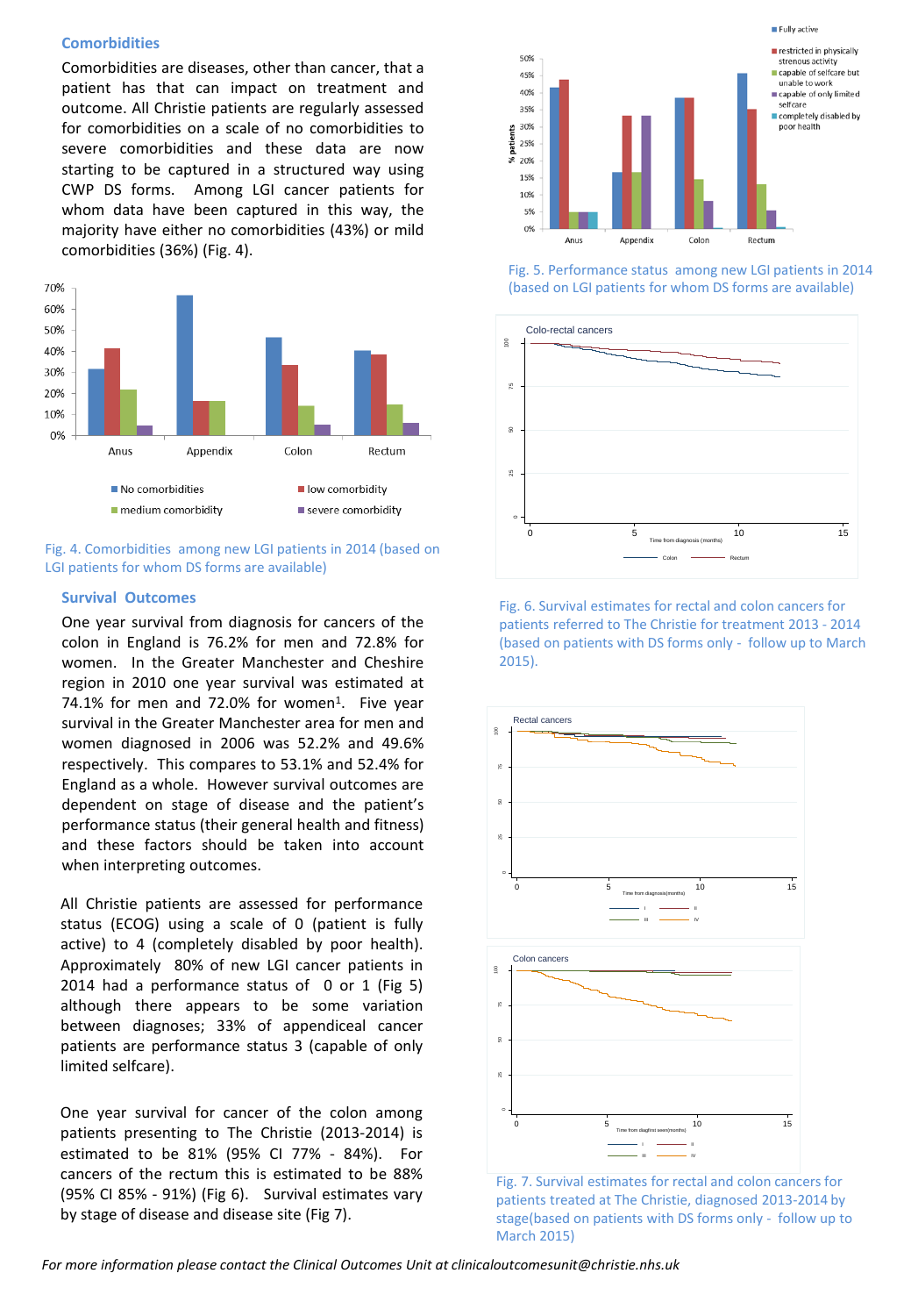## Comorbidities

Comorbidities are diseases, other than cancer, that a patient has that can impact on treatment and outcome. All Christie patients are regularly assessed for comorbidities on a scale of no comorbidities to severe comorbidities and these data are now starting to be captured in a structured way using CWP DS forms. Among LGI cancer patients for whom data have been captured in this way, the majority have either no comorbidities (43%) or mild comorbidities (36%) (Fig. 4).

70%
60%
50%
40%
30%
20%
10%
0%
Anus
Appendix
Colon
Rectum
No comorbidities
low comorbidity
medium comorbidity
severe comorbidity

Fig. 4. Comorbidities among new LGI patients in 2014 (based on LGI patients for whom DS forms are available)

## Survival Outcomes

One year survival from diagnosis for cancers of the colon in England is 76.2% for men and 72.8% for women. In the Greater Manchester and Cheshire region in 2010 one year survival was estimated at 74.1% for men and 72.0% for women[1]. Five year survival in the Greater Manchester area for men and women diagnosed in 2006 was 52.2% and 49.6% respectively. This compares to 53.1% and 52.4% for England as a whole. However survival outcomes are dependent on stage of disease and the patient's performance status (their general health and fitness) and these factors should be taken into account when interpreting outcomes.

All Christie patients are assessed for performance status (ECOG) using a scale of 0 (patient is fully active) to 4 (completely disabled by poor health). Approximately 80% of new LGI cancer patients in 2014 had a performance status of 0 or 1 (Fig 5) although there appears to be some variation between diagnoses; 33% of appendiceal cancer patients are performance status 3 (capable of only limited selfcare).

One year survival for cancer of the colon among patients presenting to The Christie (2013-2014) is estimated to be 81% (95% CI 77% - 84%). For cancers of the rectum this is estimated to be 88% (95% CI 85% - 91%) (Fig 6). Survival estimates vary by stage of disease and disease site (Fig 7).

Fully active
restricted in physically strenous activity
capable of selfcare but unable to work
capable of only limited selfcare
completely disabled by poor health
% patients
50%
45%
40%
35%
30%
25%
20%
15%
10%
5%
0%
Anus
Appendix
Colon
Rectum

Fig. 5. Performance status among new LGI patients in 2014 (based on LGI patients for whom DS forms are available)

Colo-rectal cancers
100
75
50
25
0
0
5
10
15
Time from diagnosis (months)
Colon
Rectum

Fig. 6. Survival estimates for rectal and colon cancers for patients referred to The Christie for treatment 2013 - 2014 (based on patients with DS forms only - follow up to March 2015).

Rectal cancers
100
75
50
25
0
0
5
10
15
Time from diagnosis(months)
I
II
III
IV

Colon cancers
100
75
50
25
0
0
5
10
15
Time from diagnosis(months)
I
II
III
IV

Fig. 7. Survival estimates for rectal and colon cancers for patients treated at The Christie, diagnosed 2013-2014 by stage(based on patients with DS forms only - follow up to March 2015)

*For more information please contact the Clinical Outcomes Unit at clinicaloutcomesunit@christie.nhs.uk*